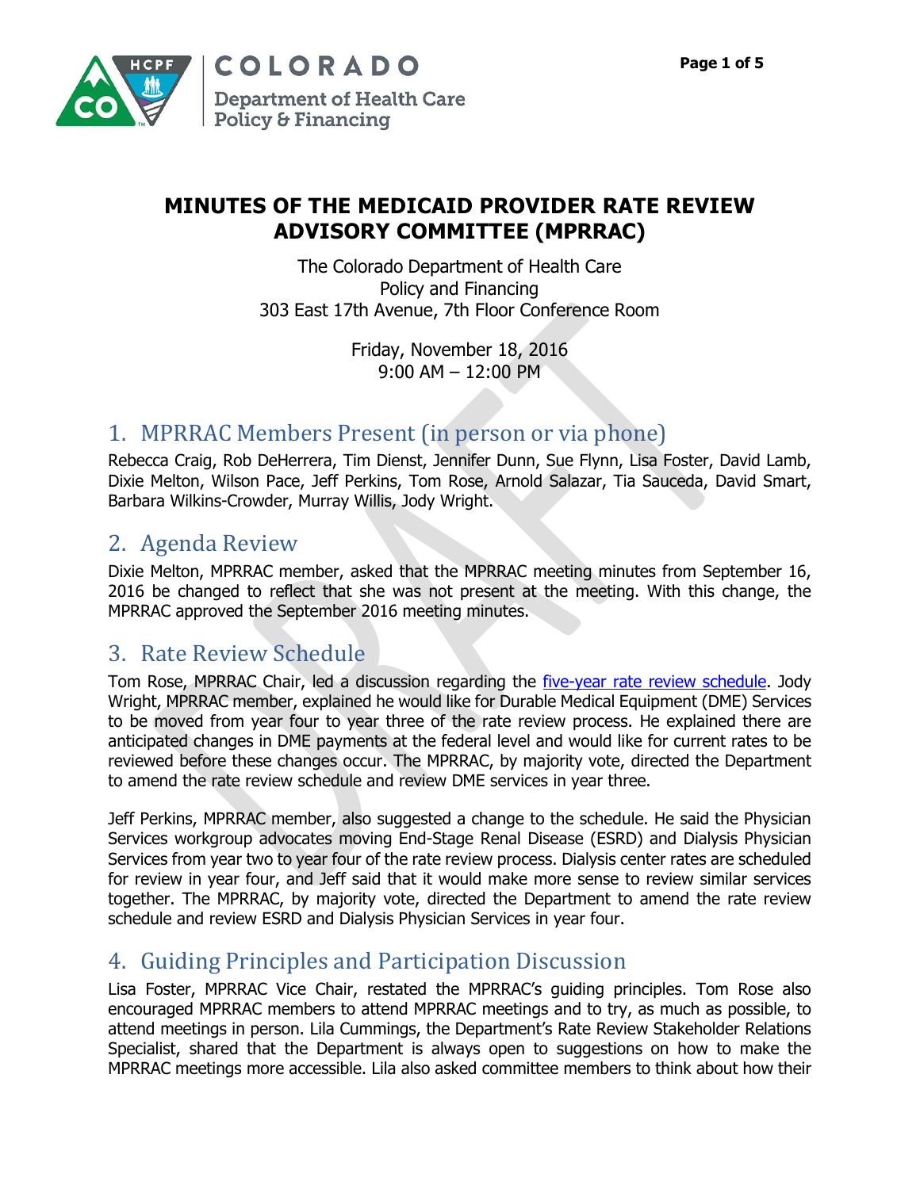# MINUTES OF THE MEDICAID PROVIDER RATE REVIEW ADVISORY COMMITTEE (MPRRAC)

The Colorado Department of Health Care Policy and Financing
303 East 17th Avenue, 7th Floor Conference Room

Friday, November 18, 2016
9:00 AM – 12:00 PM

## 1. MPRRAC Members Present (in person or via phone)

Rebecca Craig, Rob DeHerrera, Tim Dienst, Jennifer Dunn, Sue Flynn, Lisa Foster, David Lamb, Dixie Melton, Wilson Pace, Jeff Perkins, Tom Rose, Arnold Salazar, Tia Sauceda, David Smart, Barbara Wilkins-Crowder, Murray Willis, Jody Wright.

## 2. Agenda Review

Dixie Melton, MPRRAC member, asked that the MPRRAC meeting minutes from September 16, 2016 be changed to reflect that she was not present at the meeting. With this change, the MPRRAC approved the September 2016 meeting minutes.

## 3. Rate Review Schedule

Tom Rose, MPRRAC Chair, led a discussion regarding the five-year rate review schedule. Jody Wright, MPRRAC member, explained he would like for Durable Medical Equipment (DME) Services to be moved from year four to year three of the rate review process. He explained there are anticipated changes in DME payments at the federal level and would like for current rates to be reviewed before these changes occur. The MPRRAC, by majority vote, directed the Department to amend the rate review schedule and review DME services in year three.

Jeff Perkins, MPRRAC member, also suggested a change to the schedule. He said the Physician Services workgroup advocates moving End-Stage Renal Disease (ESRD) and Dialysis Physician Services from year two to year four of the rate review process. Dialysis center rates are scheduled for review in year four, and Jeff said that it would make more sense to review similar services together. The MPRRAC, by majority vote, directed the Department to amend the rate review schedule and review ESRD and Dialysis Physician Services in year four.

## 4. Guiding Principles and Participation Discussion

Lisa Foster, MPRRAC Vice Chair, restated the MPRRAC's guiding principles. Tom Rose also encouraged MPRRAC members to attend MPRRAC meetings and to try, as much as possible, to attend meetings in person. Lila Cummings, the Department's Rate Review Stakeholder Relations Specialist, shared that the Department is always open to suggestions on how to make the MPRRAC meetings more accessible. Lila also asked committee members to think about how their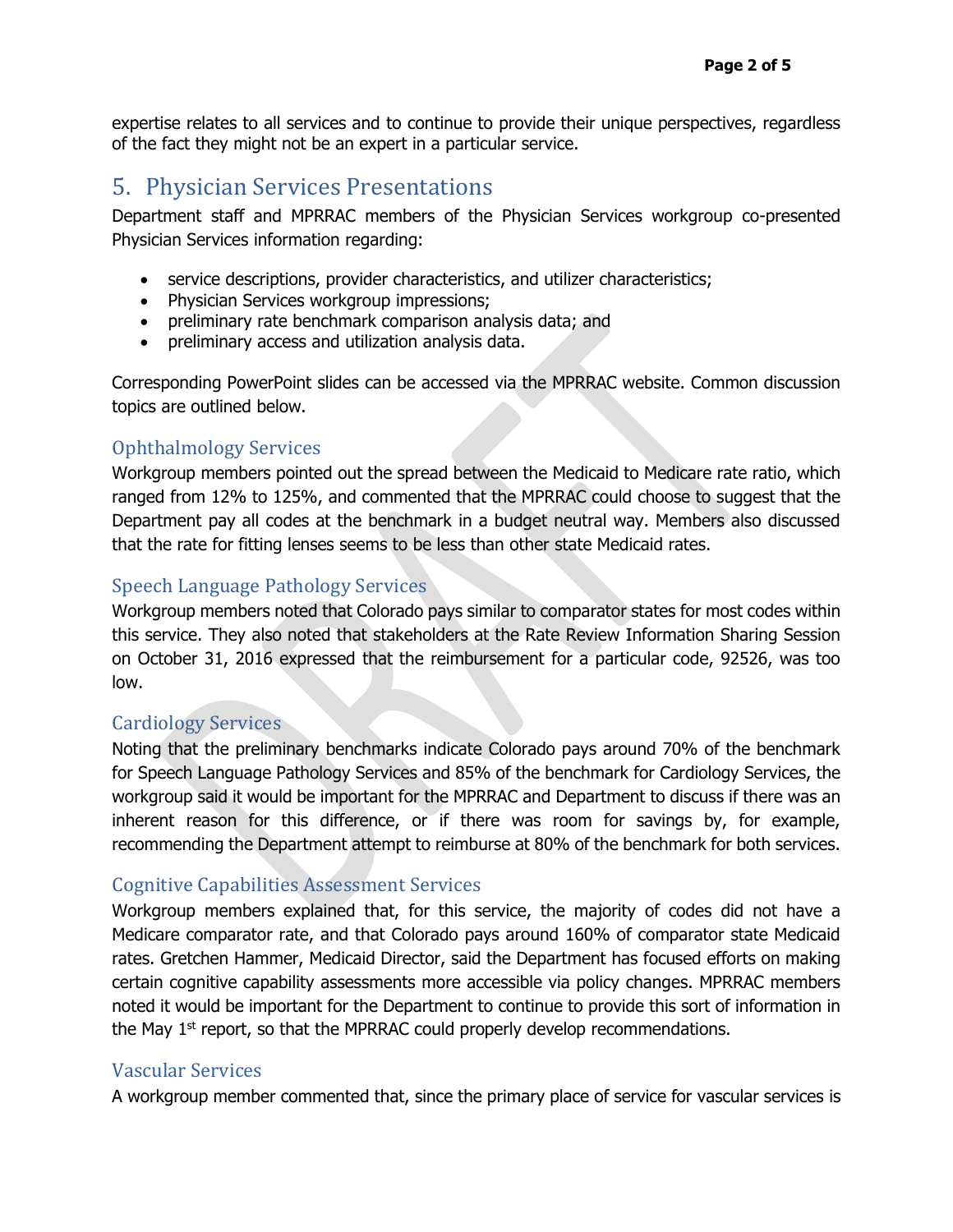expertise relates to all services and to continue to provide their unique perspectives, regardless of the fact they might not be an expert in a particular service.

## 5. Physician Services Presentations

Department staff and MPRRAC members of the Physician Services workgroup co-presented Physician Services information regarding:

- service descriptions, provider characteristics, and utilizer characteristics;
- Physician Services workgroup impressions;
- preliminary rate benchmark comparison analysis data; and
- preliminary access and utilization analysis data.

Corresponding PowerPoint slides can be accessed via the MPRRAC website. Common discussion topics are outlined below.

### Ophthalmology Services

Workgroup members pointed out the spread between the Medicaid to Medicare rate ratio, which ranged from 12% to 125%, and commented that the MPRRAC could choose to suggest that the Department pay all codes at the benchmark in a budget neutral way. Members also discussed that the rate for fitting lenses seems to be less than other state Medicaid rates.

### Speech Language Pathology Services

Workgroup members noted that Colorado pays similar to comparator states for most codes within this service. They also noted that stakeholders at the Rate Review Information Sharing Session on October 31, 2016 expressed that the reimbursement for a particular code, 92526, was too low.

### Cardiology Services

Noting that the preliminary benchmarks indicate Colorado pays around 70% of the benchmark for Speech Language Pathology Services and 85% of the benchmark for Cardiology Services, the workgroup said it would be important for the MPRRAC and Department to discuss if there was an inherent reason for this difference, or if there was room for savings by, for example, recommending the Department attempt to reimburse at 80% of the benchmark for both services.

### Cognitive Capabilities Assessment Services

Workgroup members explained that, for this service, the majority of codes did not have a Medicare comparator rate, and that Colorado pays around 160% of comparator state Medicaid rates. Gretchen Hammer, Medicaid Director, said the Department has focused efforts on making certain cognitive capability assessments more accessible via policy changes. MPRRAC members noted it would be important for the Department to continue to provide this sort of information in the May 1st report, so that the MPRRAC could properly develop recommendations.

### Vascular Services

A workgroup member commented that, since the primary place of service for vascular services is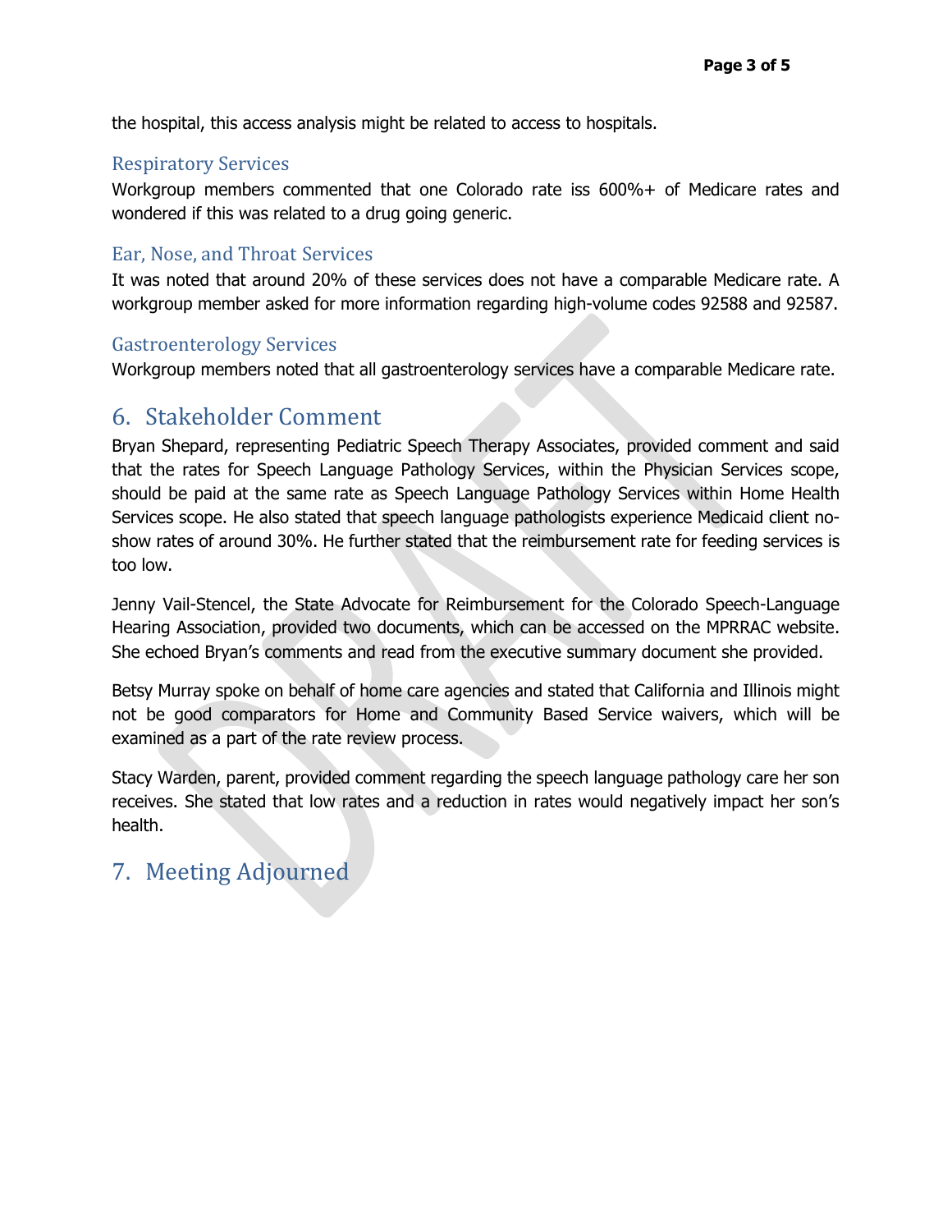the hospital, this access analysis might be related to access to hospitals.

### Respiratory Services

Workgroup members commented that one Colorado rate iss 600%+ of Medicare rates and wondered if this was related to a drug going generic.

### Ear, Nose, and Throat Services

It was noted that around 20% of these services does not have a comparable Medicare rate. A workgroup member asked for more information regarding high-volume codes 92588 and 92587.

### Gastroenterology Services

Workgroup members noted that all gastroenterology services have a comparable Medicare rate.

## 6. Stakeholder Comment

Bryan Shepard, representing Pediatric Speech Therapy Associates, provided comment and said that the rates for Speech Language Pathology Services, within the Physician Services scope, should be paid at the same rate as Speech Language Pathology Services within Home Health Services scope. He also stated that speech language pathologists experience Medicaid client no-show rates of around 30%. He further stated that the reimbursement rate for feeding services is too low.

Jenny Vail-Stencel, the State Advocate for Reimbursement for the Colorado Speech-Language Hearing Association, provided two documents, which can be accessed on the MPRRAC website. She echoed Bryan's comments and read from the executive summary document she provided.

Betsy Murray spoke on behalf of home care agencies and stated that California and Illinois might not be good comparators for Home and Community Based Service waivers, which will be examined as a part of the rate review process.

Stacy Warden, parent, provided comment regarding the speech language pathology care her son receives. She stated that low rates and a reduction in rates would negatively impact her son's health.

## 7. Meeting Adjourned